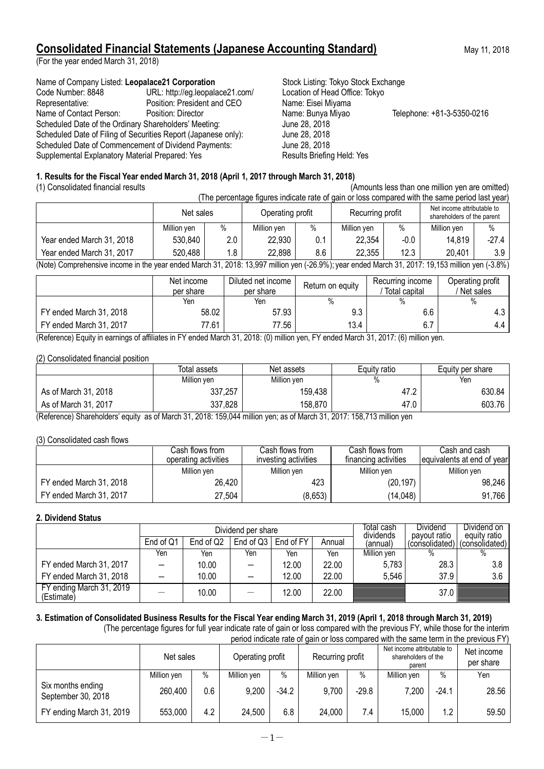# Consolidated Financial Statements (Japanese Accounting Standard)

May 11, 2018

(For the year ended March 31, 2018)

Name of Company Listed: **Leopalace21 Corporation** Stock Listing: Tokyo Stock Exchange
Code Number: 8848 URL: http://eg.leopalace21.com/ Location of Head Office: Tokyo
Representative: Position: President and CEO Name: Eisei Miyama
Name of Contact Person: Position: Director Name: Bunya Miyao Telephone: +81-3-5350-0216
Scheduled Date of the Ordinary Shareholders' Meeting: June 28, 2018
Scheduled Date of Filing of Securities Report (Japanese only): June 28, 2018
Scheduled Date of Commencement of Dividend Payments: June 28, 2018
Supplemental Explanatory Material Prepared: Yes Results Briefing Held: Yes

## 1. Results for the Fiscal Year ended March 31, 2018 (April 1, 2017 through March 31, 2018)

(1) Consolidated financial results (Amounts less than one million yen are omitted)

(The percentage figures indicate rate of gain or loss compared with the same period last year)

| | Net sales | | Operating profit | | Recurring profit | | Net income attributable to shareholders of the parent | |
|---|---|---|---|---|---|---|---|---|
| | Million yen | % | Million yen | % | Million yen | % | Million yen | % |
| Year ended March 31, 2018 | 530,840 | 2.0 | 22,930 | 0.1 | 22,354 | -0.0 | 14,819 | -27.4 |
| Year ended March 31, 2017 | 520,488 | 1.8 | 22,898 | 8.6 | 22,355 | 12.3 | 20,401 | 3.9 |

(Note) Comprehensive income in the year ended March 31, 2018: 13,997 million yen (-26.9%); year ended March 31, 2017: 19,153 million yen (-3.8%)

| | Net income per share | Diluted net income per share | Return on equity | Recurring income / Total capital | Operating profit / Net sales |
|---|---|---|---|---|---|
| | Yen | Yen | % | % | % |
| FY ended March 31, 2018 | 58.02 | 57.93 | 9.3 | 6.6 | 4.3 |
| FY ended March 31, 2017 | 77.61 | 77.56 | 13.4 | 6.7 | 4.4 |

(Reference) Equity in earnings of affiliates in FY ended March 31, 2018: (0) million yen, FY ended March 31, 2017: (6) million yen.

(2) Consolidated financial position

| | Total assets | Net assets | Equity ratio | Equity per share |
|---|---|---|---|---|
| | Million yen | Million yen | % | Yen |
| As of March 31, 2018 | 337,257 | 159,438 | 47.2 | 630.84 |
| As of March 31, 2017 | 337,828 | 158,870 | 47.0 | 603.76 |

(Reference) Shareholders' equity as of March 31, 2018: 159,044 million yen; as of March 31, 2017: 158,713 million yen

(3) Consolidated cash flows

| | Cash flows from operating activities | Cash flows from investing activities | Cash flows from financing activities | Cash and cash equivalents at end of year |
|---|---|---|---|---|
| | Million yen | Million yen | Million yen | Million yen |
| FY ended March 31, 2018 | 26,420 | 423 | (20,197) | 98,246 |
| FY ended March 31, 2017 | 27,504 | (8,653) | (14,048) | 91,766 |

## 2. Dividend Status

| | Dividend per share | | | | | Total cash dividends (annual) | Dividend payout ratio (consolidated) | Dividend on equity ratio (consolidated) |
|---|---|---|---|---|---|---|---|---|
| | End of Q1 | End of Q2 | End of Q3 | End of FY | Annual | | | |
| | Yen | Yen | Yen | Yen | Yen | Million yen | % | % |
| FY ended March 31, 2017 | — | 10.00 | — | 12.00 | 22.00 | 5,783 | 28.3 | 3.8 |
| FY ended March 31, 2018 | — | 10.00 | — | 12.00 | 22.00 | 5,546 | 37.9 | 3.6 |
| FY ending March 31, 2019 (Estimate) | — | 10.00 | — | 12.00 | 22.00 | | 37.0 | |

## 3. Estimation of Consolidated Business Results for the Fiscal Year ending March 31, 2019 (April 1, 2018 through March 31, 2019)

(The percentage figures for full year indicate rate of gain or loss compared with the previous FY, while those for the interim period indicate rate of gain or loss compared with the same term in the previous FY)

| | Net sales | | Operating profit | | Recurring profit | | Net income attributable to shareholders of the parent | | Net income per share |
|---|---|---|---|---|---|---|---|---|---|
| | Million yen | % | Million yen | % | Million yen | % | Million yen | % | Yen |
| Six months ending September 30, 2018 | 260,400 | 0.6 | 9,200 | -34.2 | 9,700 | -29.8 | 7,200 | -24.1 | 28.56 |
| FY ending March 31, 2019 | 553,000 | 4.2 | 24,500 | 6.8 | 24,000 | 7.4 | 15,000 | 1.2 | 59.50 |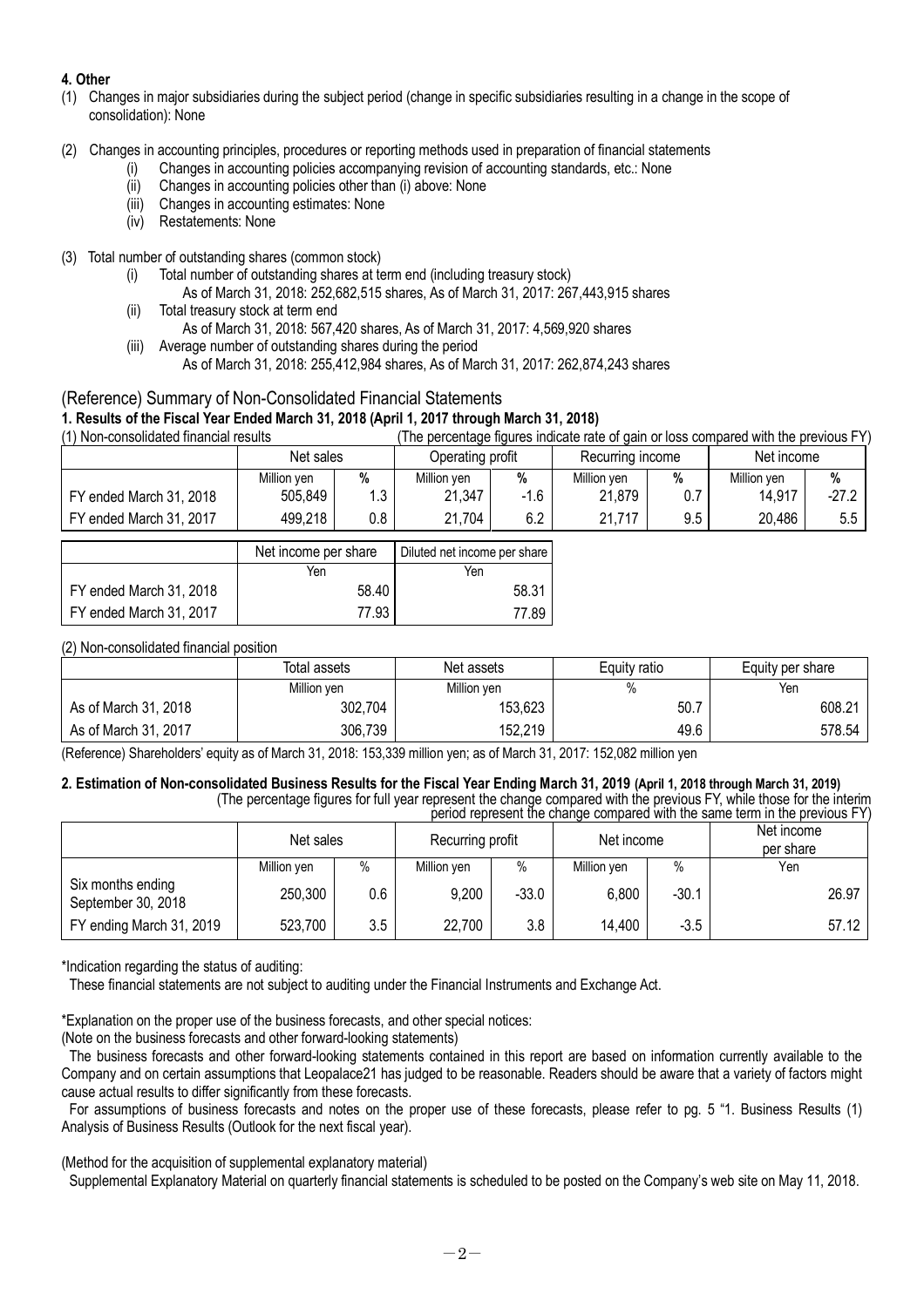**4. Other**

(1) Changes in major subsidiaries during the subject period (change in specific subsidiaries resulting in a change in the scope of consolidation): None

(2) Changes in accounting principles, procedures or reporting methods used in preparation of financial statements
- (i) Changes in accounting policies accompanying revision of accounting standards, etc.: None
- (ii) Changes in accounting policies other than (i) above: None
- (iii) Changes in accounting estimates: None
- (iv) Restatements: None

(3) Total number of outstanding shares (common stock)
- (i) Total number of outstanding shares at term end (including treasury stock)
  As of March 31, 2018: 252,682,515 shares, As of March 31, 2017: 267,443,915 shares
- (ii) Total treasury stock at term end
  As of March 31, 2018: 567,420 shares, As of March 31, 2017: 4,569,920 shares
- (iii) Average number of outstanding shares during the period
  As of March 31, 2018: 255,412,984 shares, As of March 31, 2017: 262,874,243 shares

## (Reference) Summary of Non-Consolidated Financial Statements

### 1. Results of the Fiscal Year Ended March 31, 2018 (April 1, 2017 through March 31, 2018)

(1) Non-consolidated financial results (The percentage figures indicate rate of gain or loss compared with the previous FY)

| | Net sales | | Operating profit | | Recurring income | | Net income | |
|---|---|---|---|---|---|---|---|---|
| | Million yen | % | Million yen | % | Million yen | % | Million yen | % |
| FY ended March 31, 2018 | 505,849 | 1.3 | 21,347 | -1.6 | 21,879 | 0.7 | 14,917 | -27.2 |
| FY ended March 31, 2017 | 499,218 | 0.8 | 21,704 | 6.2 | 21,717 | 9.5 | 20,486 | 5.5 |

| | Net income per share | Diluted net income per share |
|---|---|---|
| | Yen | Yen |
| FY ended March 31, 2018 | 58.40 | 58.31 |
| FY ended March 31, 2017 | 77.93 | 77.89 |

(2) Non-consolidated financial position

| | Total assets | Net assets | Equity ratio | Equity per share |
|---|---|---|---|---|
| | Million yen | Million yen | % | Yen |
| As of March 31, 2018 | 302,704 | 153,623 | 50.7 | 608.21 |
| As of March 31, 2017 | 306,739 | 152,219 | 49.6 | 578.54 |

(Reference) Shareholders' equity as of March 31, 2018: 153,339 million yen; as of March 31, 2017: 152,082 million yen

### 2. Estimation of Non-consolidated Business Results for the Fiscal Year Ending March 31, 2019 (April 1, 2018 through March 31, 2019)

(The percentage figures for full year represent the change compared with the previous FY, while those for the interim period represent the change compared with the same term in the previous FY)

| | Net sales | | Recurring profit | | Net income | | Net income per share |
|---|---|---|---|---|---|---|---|
| | Million yen | % | Million yen | % | Million yen | % | Yen |
| Six months ending September 30, 2018 | 250,300 | 0.6 | 9,200 | -33.0 | 6,800 | -30.1 | 26.97 |
| FY ending March 31, 2019 | 523,700 | 3.5 | 22,700 | 3.8 | 14,400 | -3.5 | 57.12 |

*Indication regarding the status of auditing:

These financial statements are not subject to auditing under the Financial Instruments and Exchange Act.

*Explanation on the proper use of the business forecasts, and other special notices:

(Note on the business forecasts and other forward-looking statements)

The business forecasts and other forward-looking statements contained in this report are based on information currently available to the Company and on certain assumptions that Leopalace21 has judged to be reasonable. Readers should be aware that a variety of factors might cause actual results to differ significantly from these forecasts.

For assumptions of business forecasts and notes on the proper use of these forecasts, please refer to pg. 5 "1. Business Results (1) Analysis of Business Results (Outlook for the next fiscal year).

(Method for the acquisition of supplemental explanatory material)

Supplemental Explanatory Material on quarterly financial statements is scheduled to be posted on the Company's web site on May 11, 2018.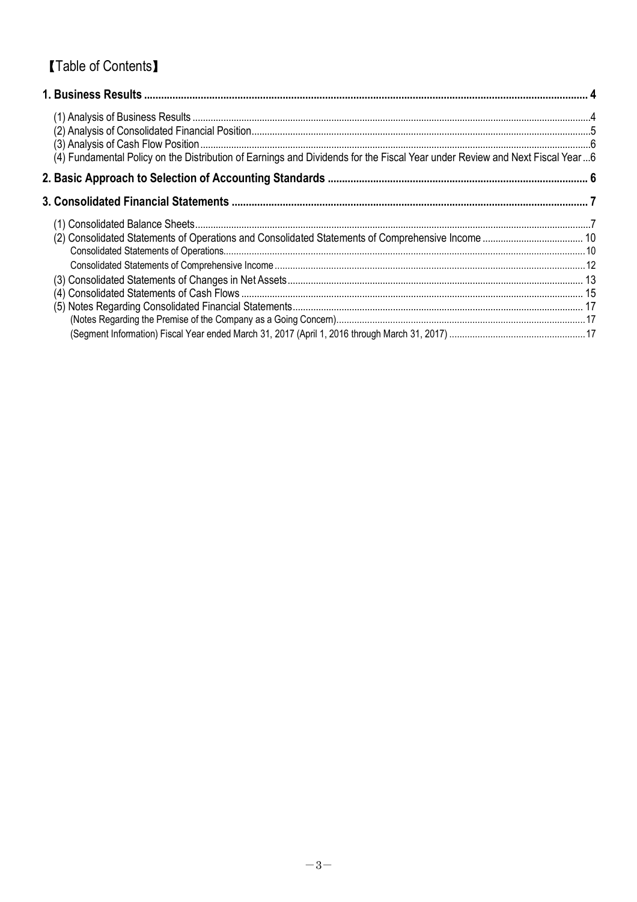# 【Table of Contents】

**1. Business Results** ........................................................................................................ 4

- (1) Analysis of Business Results ........................................................................................ 4
- (2) Analysis of Consolidated Financial Position ........................................................................ 5
- (3) Analysis of Cash Flow Position ..................................................................................... 6
- (4) Fundamental Policy on the Distribution of Earnings and Dividends for the Fiscal Year under Review and Next Fiscal Year ... 6

**2. Basic Approach to Selection of Accounting Standards** ......................................................... 6

**3. Consolidated Financial Statements** ..................................................................................... 7

- (1) Consolidated Balance Sheets ......................................................................................... 7
- (2) Consolidated Statements of Operations and Consolidated Statements of Comprehensive Income ....................... 10
  - Consolidated Statements of Operations ............................................................................ 10
  - Consolidated Statements of Comprehensive Income .................................................................. 12
- (3) Consolidated Statements of Changes in Net Assets ................................................................. 13
- (4) Consolidated Statements of Cash Flows ............................................................................. 15
- (5) Notes Regarding Consolidated Financial Statements ................................................................ 17
  - (Notes Regarding the Premise of the Company as a Going Concern) ................................................... 17
  - (Segment Information) Fiscal Year ended March 31, 2017 (April 1, 2016 through March 31, 2017) ......................... 17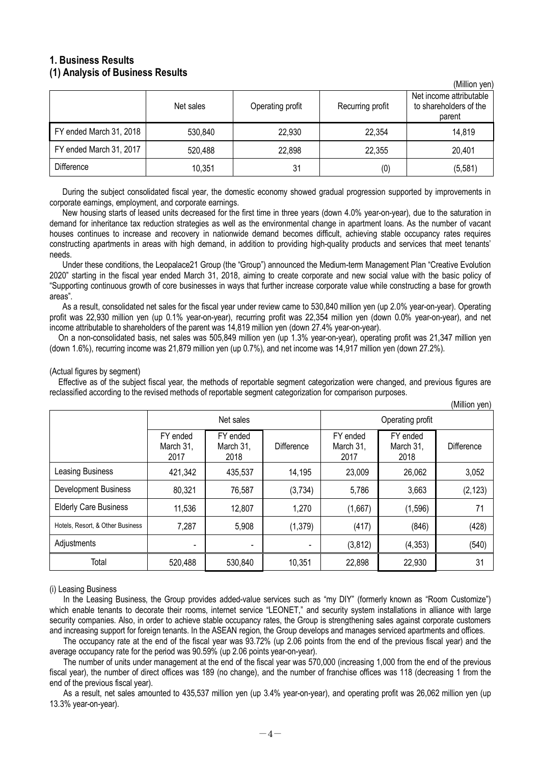# 1. Business Results
## (1) Analysis of Business Results

(Million yen)

| | Net sales | Operating profit | Recurring profit | Net income attributable to shareholders of the parent |
|---|---|---|---|---|
| FY ended March 31, 2018 | 530,840 | 22,930 | 22,354 | 14,819 |
| FY ended March 31, 2017 | 520,488 | 22,898 | 22,355 | 20,401 |
| Difference | 10,351 | 31 | (0) | (5,581) |

During the subject consolidated fiscal year, the domestic economy showed gradual progression supported by improvements in corporate earnings, employment, and corporate earnings.

New housing starts of leased units decreased for the first time in three years (down 4.0% year-on-year), due to the saturation in demand for inheritance tax reduction strategies as well as the environmental change in apartment loans. As the number of vacant houses continues to increase and recovery in nationwide demand becomes difficult, achieving stable occupancy rates requires constructing apartments in areas with high demand, in addition to providing high-quality products and services that meet tenants' needs.

Under these conditions, the Leopalace21 Group (the "Group") announced the Medium-term Management Plan "Creative Evolution 2020" starting in the fiscal year ended March 31, 2018, aiming to create corporate and new social value with the basic policy of "Supporting continuous growth of core businesses in ways that further increase corporate value while constructing a base for growth areas".

As a result, consolidated net sales for the fiscal year under review came to 530,840 million yen (up 2.0% year-on-year). Operating profit was 22,930 million yen (up 0.1% year-on-year), recurring profit was 22,354 million yen (down 0.0% year-on-year), and net income attributable to shareholders of the parent was 14,819 million yen (down 27.4% year-on-year).

On a non-consolidated basis, net sales was 505,849 million yen (up 1.3% year-on-year), operating profit was 21,347 million yen (down 1.6%), recurring income was 21,879 million yen (up 0.7%), and net income was 14,917 million yen (down 27.2%).

(Actual figures by segment)

Effective as of the subject fiscal year, the methods of reportable segment categorization were changed, and previous figures are reclassified according to the revised methods of reportable segment categorization for comparison purposes.

(Million yen)

| | Net sales | | | Operating profit | | |
|---|---|---|---|---|---|---|
| | FY ended March 31, 2017 | FY ended March 31, 2018 | Difference | FY ended March 31, 2017 | FY ended March 31, 2018 | Difference |
| Leasing Business | 421,342 | 435,537 | 14,195 | 23,009 | 26,062 | 3,052 |
| Development Business | 80,321 | 76,587 | (3,734) | 5,786 | 3,663 | (2,123) |
| Elderly Care Business | 11,536 | 12,807 | 1,270 | (1,667) | (1,596) | 71 |
| Hotels, Resort, & Other Business | 7,287 | 5,908 | (1,379) | (417) | (846) | (428) |
| Adjustments | - | - | - | (3,812) | (4,353) | (540) |
| Total | 520,488 | 530,840 | 10,351 | 22,898 | 22,930 | 31 |

(i) Leasing Business

In the Leasing Business, the Group provides added-value services such as "my DIY" (formerly known as "Room Customize") which enable tenants to decorate their rooms, internet service "LEONET," and security system installations in alliance with large security companies. Also, in order to achieve stable occupancy rates, the Group is strengthening sales against corporate customers and increasing support for foreign tenants. In the ASEAN region, the Group develops and manages serviced apartments and offices.

The occupancy rate at the end of the fiscal year was 93.72% (up 2.06 points from the end of the previous fiscal year) and the average occupancy rate for the period was 90.59% (up 2.06 points year-on-year).

The number of units under management at the end of the fiscal year was 570,000 (increasing 1,000 from the end of the previous fiscal year), the number of direct offices was 189 (no change), and the number of franchise offices was 118 (decreasing 1 from the end of the previous fiscal year).

As a result, net sales amounted to 435,537 million yen (up 3.4% year-on-year), and operating profit was 26,062 million yen (up 13.3% year-on-year).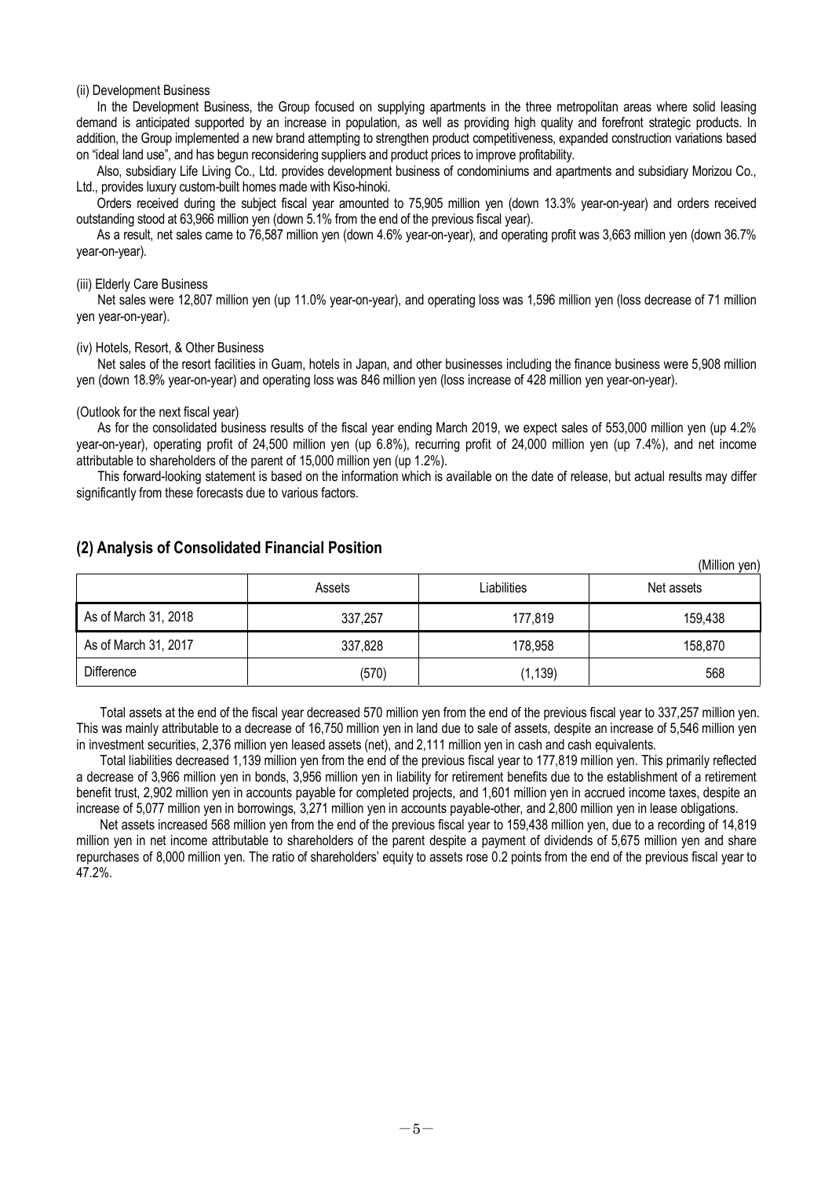(ii) Development Business

In the Development Business, the Group focused on supplying apartments in the three metropolitan areas where solid leasing demand is anticipated supported by an increase in population, as well as providing high quality and forefront strategic products. In addition, the Group implemented a new brand attempting to strengthen product competitiveness, expanded construction variations based on "ideal land use", and has begun reconsidering suppliers and product prices to improve profitability.

Also, subsidiary Life Living Co., Ltd. provides development business of condominiums and apartments and subsidiary Morizou Co., Ltd., provides luxury custom-built homes made with Kiso-hinoki.

Orders received during the subject fiscal year amounted to 75,905 million yen (down 13.3% year-on-year) and orders received outstanding stood at 63,966 million yen (down 5.1% from the end of the previous fiscal year).

As a result, net sales came to 76,587 million yen (down 4.6% year-on-year), and operating profit was 3,663 million yen (down 36.7% year-on-year).

(iii) Elderly Care Business

Net sales were 12,807 million yen (up 11.0% year-on-year), and operating loss was 1,596 million yen (loss decrease of 71 million yen year-on-year).

(iv) Hotels, Resort, & Other Business

Net sales of the resort facilities in Guam, hotels in Japan, and other businesses including the finance business were 5,908 million yen (down 18.9% year-on-year) and operating loss was 846 million yen (loss increase of 428 million yen year-on-year).

(Outlook for the next fiscal year)

As for the consolidated business results of the fiscal year ending March 2019, we expect sales of 553,000 million yen (up 4.2% year-on-year), operating profit of 24,500 million yen (up 6.8%), recurring profit of 24,000 million yen (up 7.4%), and net income attributable to shareholders of the parent of 15,000 million yen (up 1.2%).

This forward-looking statement is based on the information which is available on the date of release, but actual results may differ significantly from these forecasts due to various factors.

## (2) Analysis of Consolidated Financial Position

(Million yen)

| | Assets | Liabilities | Net assets |
|---|---|---|---|
| As of March 31, 2018 | 337,257 | 177,819 | 159,438 |
| As of March 31, 2017 | 337,828 | 178,958 | 158,870 |
| Difference | (570) | (1,139) | 568 |

Total assets at the end of the fiscal year decreased 570 million yen from the end of the previous fiscal year to 337,257 million yen. This was mainly attributable to a decrease of 16,750 million yen in land due to sale of assets, despite an increase of 5,546 million yen in investment securities, 2,376 million yen leased assets (net), and 2,111 million yen in cash and cash equivalents.

Total liabilities decreased 1,139 million yen from the end of the previous fiscal year to 177,819 million yen. This primarily reflected a decrease of 3,966 million yen in bonds, 3,956 million yen in liability for retirement benefits due to the establishment of a retirement benefit trust, 2,902 million yen in accounts payable for completed projects, and 1,601 million yen in accrued income taxes, despite an increase of 5,077 million yen in borrowings, 3,271 million yen in accounts payable-other, and 2,800 million yen in lease obligations.

Net assets increased 568 million yen from the end of the previous fiscal year to 159,438 million yen, due to a recording of 14,819 million yen in net income attributable to shareholders of the parent despite a payment of dividends of 5,675 million yen and share repurchases of 8,000 million yen. The ratio of shareholders' equity to assets rose 0.2 points from the end of the previous fiscal year to 47.2%.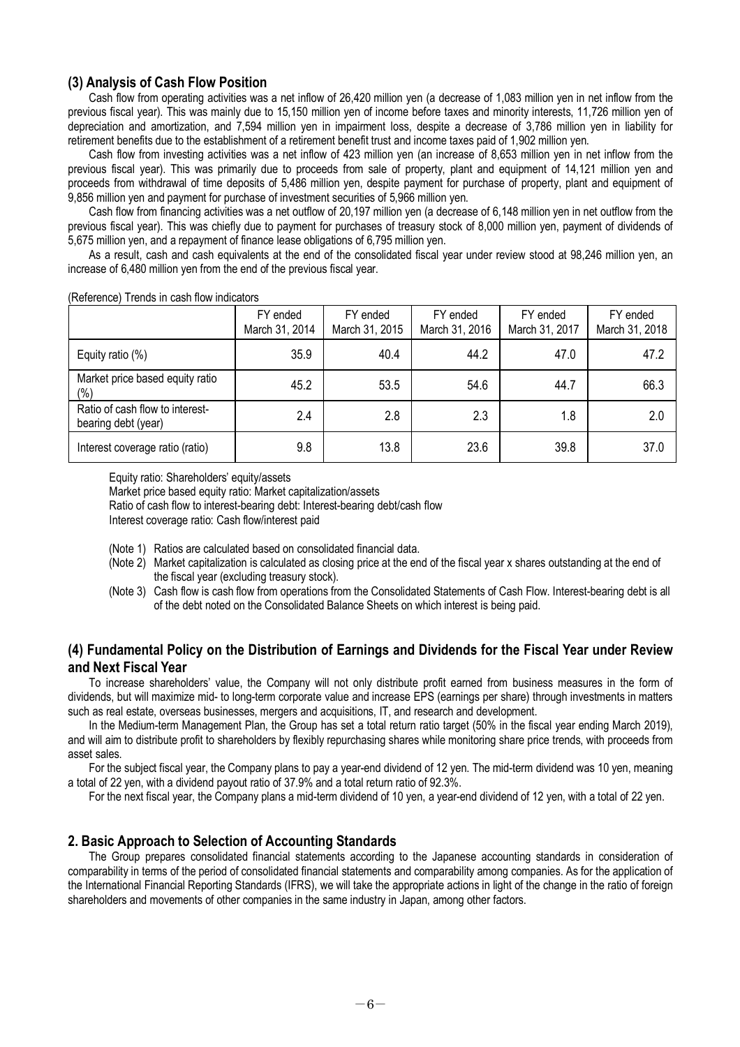### (3) Analysis of Cash Flow Position

Cash flow from operating activities was a net inflow of 26,420 million yen (a decrease of 1,083 million yen in net inflow from the previous fiscal year). This was mainly due to 15,150 million yen of income before taxes and minority interests, 11,726 million yen of depreciation and amortization, and 7,594 million yen in impairment loss, despite a decrease of 3,786 million yen in liability for retirement benefits due to the establishment of a retirement benefit trust and income taxes paid of 1,902 million yen.

Cash flow from investing activities was a net inflow of 423 million yen (an increase of 8,653 million yen in net inflow from the previous fiscal year). This was primarily due to proceeds from sale of property, plant and equipment of 14,121 million yen and proceeds from withdrawal of time deposits of 5,486 million yen, despite payment for purchase of property, plant and equipment of 9,856 million yen and payment for purchase of investment securities of 5,966 million yen.

Cash flow from financing activities was a net outflow of 20,197 million yen (a decrease of 6,148 million yen in net outflow from the previous fiscal year). This was chiefly due to payment for purchases of treasury stock of 8,000 million yen, payment of dividends of 5,675 million yen, and a repayment of finance lease obligations of 6,795 million yen.

As a result, cash and cash equivalents at the end of the consolidated fiscal year under review stood at 98,246 million yen, an increase of 6,480 million yen from the end of the previous fiscal year.

(Reference) Trends in cash flow indicators

| | FY ended March 31, 2014 | FY ended March 31, 2015 | FY ended March 31, 2016 | FY ended March 31, 2017 | FY ended March 31, 2018 |
|---|---|---|---|---|---|
| Equity ratio (%) | 35.9 | 40.4 | 44.2 | 47.0 | 47.2 |
| Market price based equity ratio (%) | 45.2 | 53.5 | 54.6 | 44.7 | 66.3 |
| Ratio of cash flow to interest-bearing debt (year) | 2.4 | 2.8 | 2.3 | 1.8 | 2.0 |
| Interest coverage ratio (ratio) | 9.8 | 13.8 | 23.6 | 39.8 | 37.0 |

Equity ratio: Shareholders' equity/assets
Market price based equity ratio: Market capitalization/assets
Ratio of cash flow to interest-bearing debt: Interest-bearing debt/cash flow
Interest coverage ratio: Cash flow/interest paid

(Note 1) Ratios are calculated based on consolidated financial data.
(Note 2) Market capitalization is calculated as closing price at the end of the fiscal year x shares outstanding at the end of the fiscal year (excluding treasury stock).
(Note 3) Cash flow is cash flow from operations from the Consolidated Statements of Cash Flow. Interest-bearing debt is all of the debt noted on the Consolidated Balance Sheets on which interest is being paid.

### (4) Fundamental Policy on the Distribution of Earnings and Dividends for the Fiscal Year under Review and Next Fiscal Year

To increase shareholders' value, the Company will not only distribute profit earned from business measures in the form of dividends, but will maximize mid- to long-term corporate value and increase EPS (earnings per share) through investments in matters such as real estate, overseas businesses, mergers and acquisitions, IT, and research and development.

In the Medium-term Management Plan, the Group has set a total return ratio target (50% in the fiscal year ending March 2019), and will aim to distribute profit to shareholders by flexibly repurchasing shares while monitoring share price trends, with proceeds from asset sales.

For the subject fiscal year, the Company plans to pay a year-end dividend of 12 yen. The mid-term dividend was 10 yen, meaning a total of 22 yen, with a dividend payout ratio of 37.9% and a total return ratio of 92.3%.

For the next fiscal year, the Company plans a mid-term dividend of 10 yen, a year-end dividend of 12 yen, with a total of 22 yen.

## 2. Basic Approach to Selection of Accounting Standards

The Group prepares consolidated financial statements according to the Japanese accounting standards in consideration of comparability in terms of the period of consolidated financial statements and comparability among companies. As for the application of the International Financial Reporting Standards (IFRS), we will take the appropriate actions in light of the change in the ratio of foreign shareholders and movements of other companies in the same industry in Japan, among other factors.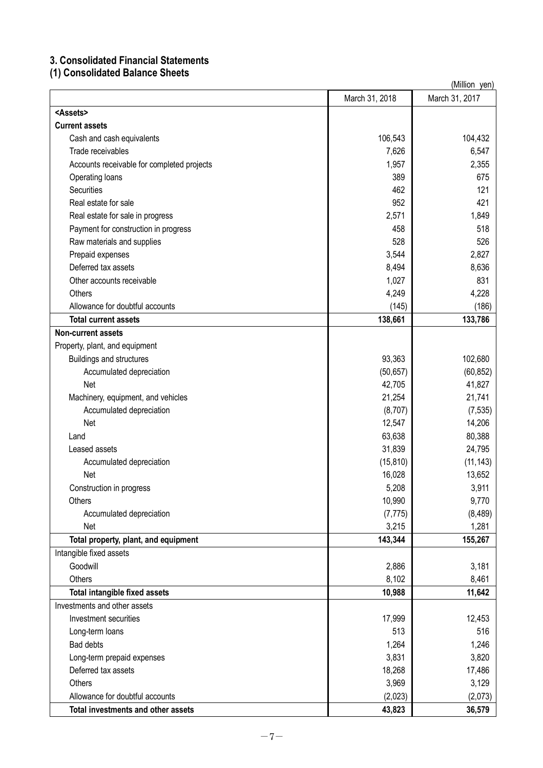## 3. Consolidated Financial Statements

### (1) Consolidated Balance Sheets

(Million yen)

| | March 31, 2018 | March 31, 2017 |
|---|---|---|
| **<Assets>** | | |
| **Current assets** | | |
| Cash and cash equivalents | 106,543 | 104,432 |
| Trade receivables | 7,626 | 6,547 |
| Accounts receivable for completed projects | 1,957 | 2,355 |
| Operating loans | 389 | 675 |
| Securities | 462 | 121 |
| Real estate for sale | 952 | 421 |
| Real estate for sale in progress | 2,571 | 1,849 |
| Payment for construction in progress | 458 | 518 |
| Raw materials and supplies | 528 | 526 |
| Prepaid expenses | 3,544 | 2,827 |
| Deferred tax assets | 8,494 | 8,636 |
| Other accounts receivable | 1,027 | 831 |
| Others | 4,249 | 4,228 |
| Allowance for doubtful accounts | (145) | (186) |
| **Total current assets** | **138,661** | **133,786** |
| **Non-current assets** | | |
| Property, plant, and equipment | | |
| Buildings and structures | 93,363 | 102,680 |
| Accumulated depreciation | (50,657) | (60,852) |
| Net | 42,705 | 41,827 |
| Machinery, equipment, and vehicles | 21,254 | 21,741 |
| Accumulated depreciation | (8,707) | (7,535) |
| Net | 12,547 | 14,206 |
| Land | 63,638 | 80,388 |
| Leased assets | 31,839 | 24,795 |
| Accumulated depreciation | (15,810) | (11,143) |
| Net | 16,028 | 13,652 |
| Construction in progress | 5,208 | 3,911 |
| Others | 10,990 | 9,770 |
| Accumulated depreciation | (7,775) | (8,489) |
| Net | 3,215 | 1,281 |
| **Total property, plant, and equipment** | **143,344** | **155,267** |
| Intangible fixed assets | | |
| Goodwill | 2,886 | 3,181 |
| Others | 8,102 | 8,461 |
| **Total intangible fixed assets** | **10,988** | **11,642** |
| Investments and other assets | | |
| Investment securities | 17,999 | 12,453 |
| Long-term loans | 513 | 516 |
| Bad debts | 1,264 | 1,246 |
| Long-term prepaid expenses | 3,831 | 3,820 |
| Deferred tax assets | 18,268 | 17,486 |
| Others | 3,969 | 3,129 |
| Allowance for doubtful accounts | (2,023) | (2,073) |
| **Total investments and other assets** | **43,823** | **36,579** |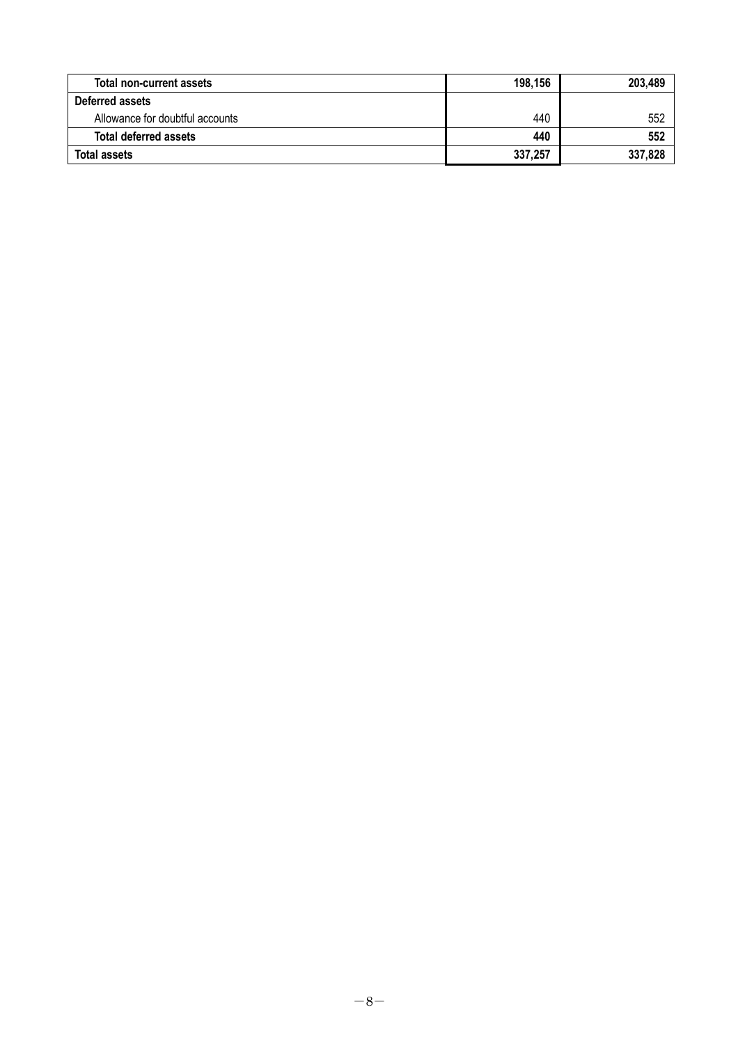| | | |
|---|---|---|
| **Total non-current assets** | **198,156** | **203,489** |
| **Deferred assets** | | |
| Allowance for doubtful accounts | 440 | 552 |
| **Total deferred assets** | **440** | **552** |
| **Total assets** | **337,257** | **337,828** |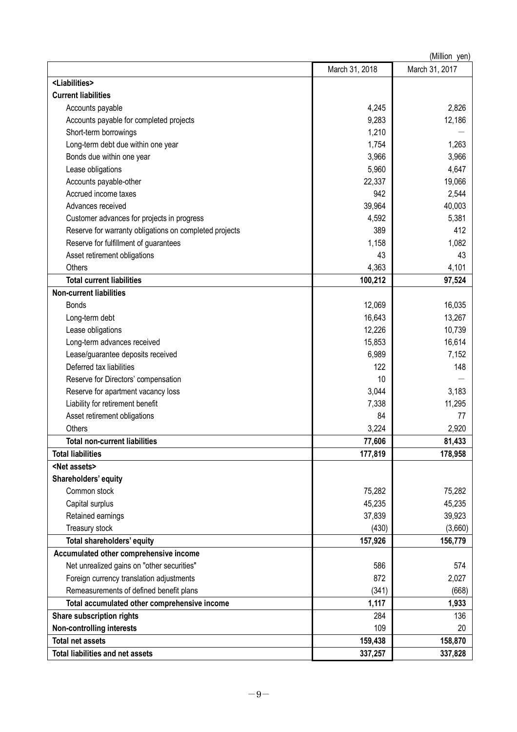(Million yen)

| | March 31, 2018 | March 31, 2017 |
|---|---|---|
| **<Liabilities>** | | |
| **Current liabilities** | | |
| Accounts payable | 4,245 | 2,826 |
| Accounts payable for completed projects | 9,283 | 12,186 |
| Short-term borrowings | 1,210 | — |
| Long-term debt due within one year | 1,754 | 1,263 |
| Bonds due within one year | 3,966 | 3,966 |
| Lease obligations | 5,960 | 4,647 |
| Accounts payable-other | 22,337 | 19,066 |
| Accrued income taxes | 942 | 2,544 |
| Advances received | 39,964 | 40,003 |
| Customer advances for projects in progress | 4,592 | 5,381 |
| Reserve for warranty obligations on completed projects | 389 | 412 |
| Reserve for fulfillment of guarantees | 1,158 | 1,082 |
| Asset retirement obligations | 43 | 43 |
| Others | 4,363 | 4,101 |
| **Total current liabilities** | **100,212** | **97,524** |
| **Non-current liabilities** | | |
| Bonds | 12,069 | 16,035 |
| Long-term debt | 16,643 | 13,267 |
| Lease obligations | 12,226 | 10,739 |
| Long-term advances received | 15,853 | 16,614 |
| Lease/guarantee deposits received | 6,989 | 7,152 |
| Deferred tax liabilities | 122 | 148 |
| Reserve for Directors' compensation | 10 | — |
| Reserve for apartment vacancy loss | 3,044 | 3,183 |
| Liability for retirement benefit | 7,338 | 11,295 |
| Asset retirement obligations | 84 | 77 |
| Others | 3,224 | 2,920 |
| **Total non-current liabilities** | **77,606** | **81,433** |
| **Total liabilities** | **177,819** | **178,958** |
| **<Net assets>** | | |
| **Shareholders' equity** | | |
| Common stock | 75,282 | 75,282 |
| Capital surplus | 45,235 | 45,235 |
| Retained earnings | 37,839 | 39,923 |
| Treasury stock | (430) | (3,660) |
| **Total shareholders' equity** | **157,926** | **156,779** |
| **Accumulated other comprehensive income** | | |
| Net unrealized gains on "other securities" | 586 | 574 |
| Foreign currency translation adjustments | 872 | 2,027 |
| Remeasurements of defined benefit plans | (341) | (668) |
| **Total accumulated other comprehensive income** | **1,117** | **1,933** |
| **Share subscription rights** | 284 | 136 |
| **Non-controlling interests** | 109 | 20 |
| **Total net assets** | **159,438** | **158,870** |
| **Total liabilities and net assets** | **337,257** | **337,828** |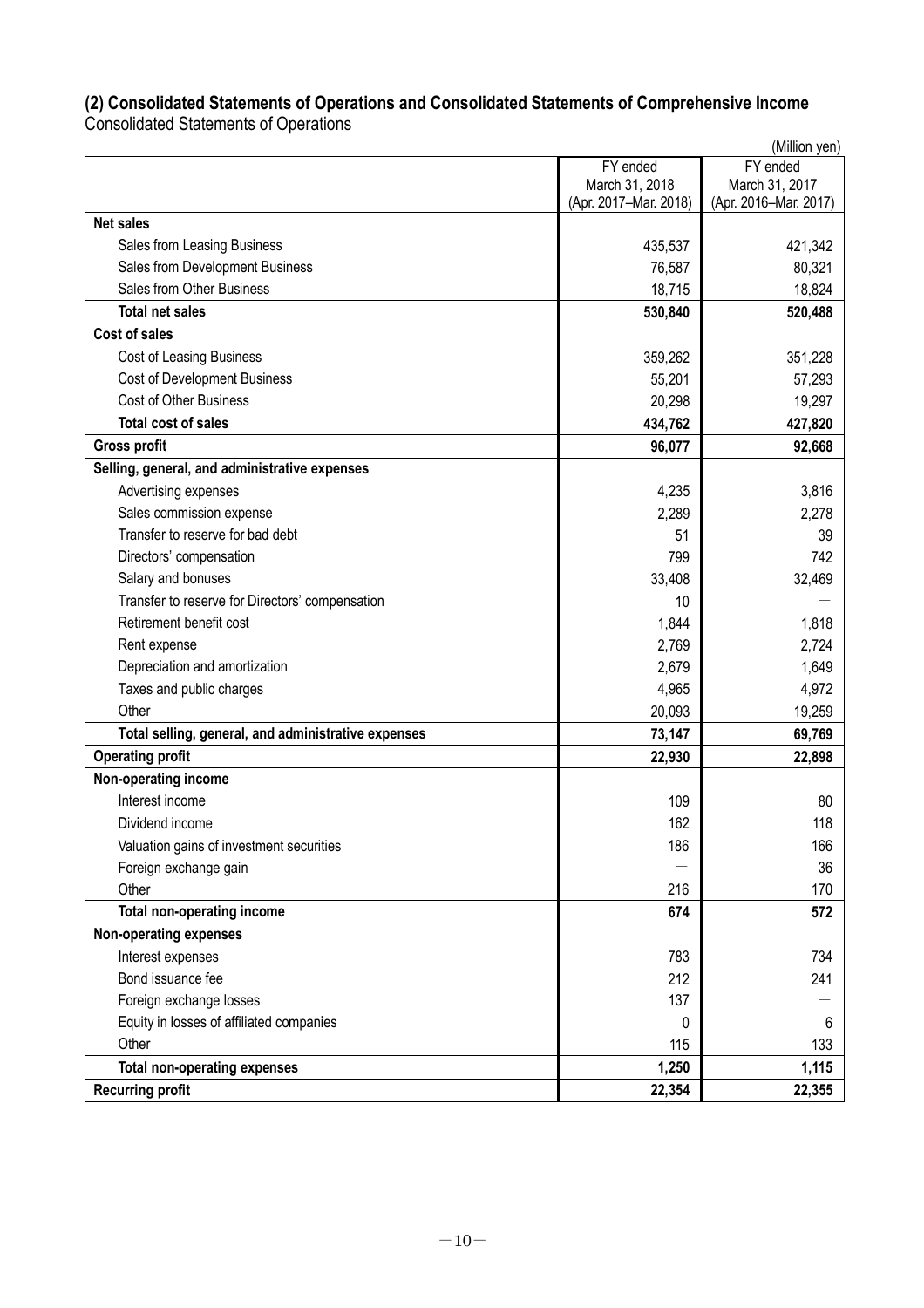### (2) Consolidated Statements of Operations and Consolidated Statements of Comprehensive Income

Consolidated Statements of Operations

(Million yen)

| | FY ended March 31, 2018 (Apr. 2017–Mar. 2018) | FY ended March 31, 2017 (Apr. 2016–Mar. 2017) |
|---|---|---|
| **Net sales** | | |
| Sales from Leasing Business | 435,537 | 421,342 |
| Sales from Development Business | 76,587 | 80,321 |
| Sales from Other Business | 18,715 | 18,824 |
| **Total net sales** | **530,840** | **520,488** |
| **Cost of sales** | | |
| Cost of Leasing Business | 359,262 | 351,228 |
| Cost of Development Business | 55,201 | 57,293 |
| Cost of Other Business | 20,298 | 19,297 |
| **Total cost of sales** | **434,762** | **427,820** |
| **Gross profit** | **96,077** | **92,668** |
| **Selling, general, and administrative expenses** | | |
| Advertising expenses | 4,235 | 3,816 |
| Sales commission expense | 2,289 | 2,278 |
| Transfer to reserve for bad debt | 51 | 39 |
| Directors' compensation | 799 | 742 |
| Salary and bonuses | 33,408 | 32,469 |
| Transfer to reserve for Directors' compensation | 10 | — |
| Retirement benefit cost | 1,844 | 1,818 |
| Rent expense | 2,769 | 2,724 |
| Depreciation and amortization | 2,679 | 1,649 |
| Taxes and public charges | 4,965 | 4,972 |
| Other | 20,093 | 19,259 |
| **Total selling, general, and administrative expenses** | **73,147** | **69,769** |
| **Operating profit** | **22,930** | **22,898** |
| **Non-operating income** | | |
| Interest income | 109 | 80 |
| Dividend income | 162 | 118 |
| Valuation gains of investment securities | 186 | 166 |
| Foreign exchange gain | — | 36 |
| Other | 216 | 170 |
| **Total non-operating income** | **674** | **572** |
| **Non-operating expenses** | | |
| Interest expenses | 783 | 734 |
| Bond issuance fee | 212 | 241 |
| Foreign exchange losses | 137 | — |
| Equity in losses of affiliated companies | 0 | 6 |
| Other | 115 | 133 |
| **Total non-operating expenses** | **1,250** | **1,115** |
| **Recurring profit** | **22,354** | **22,355** |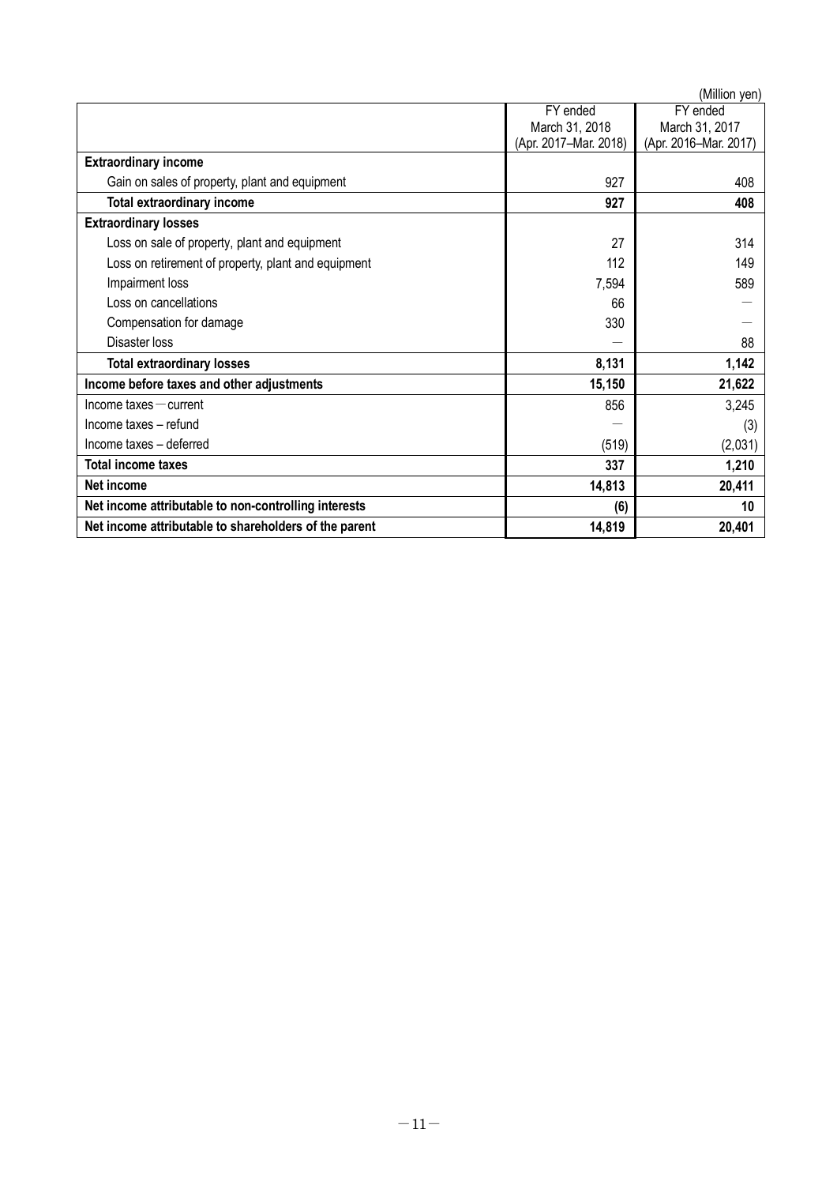(Million yen)

| | FY ended March 31, 2018 (Apr. 2017–Mar. 2018) | FY ended March 31, 2017 (Apr. 2016–Mar. 2017) |
|---|---|---|
| **Extraordinary income** | | |
| Gain on sales of property, plant and equipment | 927 | 408 |
| **Total extraordinary income** | **927** | **408** |
| **Extraordinary losses** | | |
| Loss on sale of property, plant and equipment | 27 | 314 |
| Loss on retirement of property, plant and equipment | 112 | 149 |
| Impairment loss | 7,594 | 589 |
| Loss on cancellations | 66 | — |
| Compensation for damage | 330 | — |
| Disaster loss | — | 88 |
| **Total extraordinary losses** | **8,131** | **1,142** |
| **Income before taxes and other adjustments** | **15,150** | **21,622** |
| Income taxes — current | 856 | 3,245 |
| Income taxes – refund | — | (3) |
| Income taxes – deferred | (519) | (2,031) |
| **Total income taxes** | **337** | **1,210** |
| **Net income** | **14,813** | **20,411** |
| **Net income attributable to non-controlling interests** | **(6)** | **10** |
| **Net income attributable to shareholders of the parent** | **14,819** | **20,401** |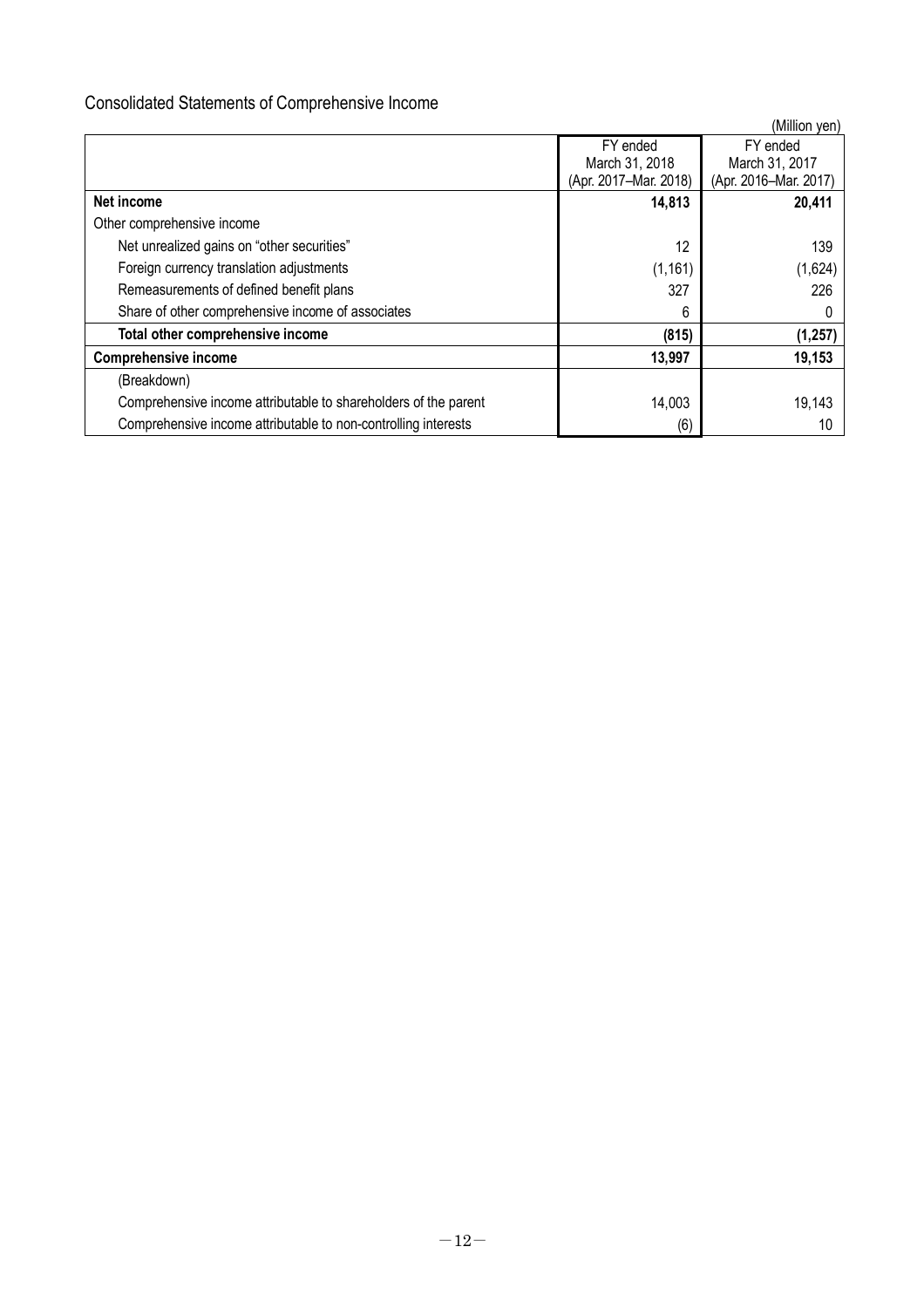## Consolidated Statements of Comprehensive Income

(Million yen)

| | FY ended March 31, 2018 (Apr. 2017–Mar. 2018) | FY ended March 31, 2017 (Apr. 2016–Mar. 2017) |
|---|---|---|
| **Net income** | **14,813** | **20,411** |
| Other comprehensive income | | |
| Net unrealized gains on "other securities" | 12 | 139 |
| Foreign currency translation adjustments | (1,161) | (1,624) |
| Remeasurements of defined benefit plans | 327 | 226 |
| Share of other comprehensive income of associates | 6 | 0 |
| **Total other comprehensive income** | **(815)** | **(1,257)** |
| **Comprehensive income** | **13,997** | **19,153** |
| (Breakdown) | | |
| Comprehensive income attributable to shareholders of the parent | 14,003 | 19,143 |
| Comprehensive income attributable to non-controlling interests | (6) | 10 |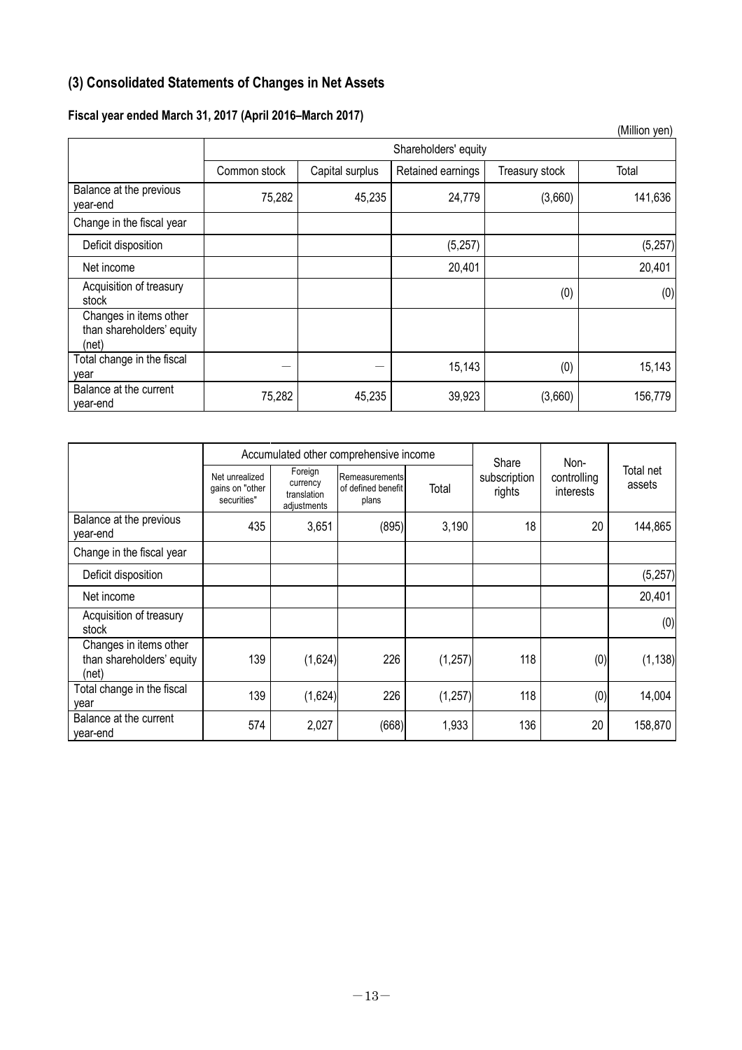### (3) Consolidated Statements of Changes in Net Assets

**Fiscal year ended March 31, 2017 (April 2016–March 2017)**

(Million yen)

| | Shareholders' equity | | | | |
|---|---|---|---|---|---|
| | Common stock | Capital surplus | Retained earnings | Treasury stock | Total |
| Balance at the previous year-end | 75,282 | 45,235 | 24,779 | (3,660) | 141,636 |
| Change in the fiscal year | | | | | |
| Deficit disposition | | | (5,257) | | (5,257) |
| Net income | | | 20,401 | | 20,401 |
| Acquisition of treasury stock | | | | (0) | (0) |
| Changes in items other than shareholders' equity (net) | | | | | |
| Total change in the fiscal year | ― | ― | 15,143 | (0) | 15,143 |
| Balance at the current year-end | 75,282 | 45,235 | 39,923 | (3,660) | 156,779 |

| | Accumulated other comprehensive income | | | | Share subscription rights | Non-controlling interests | Total net assets |
|---|---|---|---|---|---|---|---|
| | Net unrealized gains on "other securities" | Foreign currency translation adjustments | Remeasurements of defined benefit plans | Total | | | |
| Balance at the previous year-end | 435 | 3,651 | (895) | 3,190 | 18 | 20 | 144,865 |
| Change in the fiscal year | | | | | | | |
| Deficit disposition | | | | | | | (5,257) |
| Net income | | | | | | | 20,401 |
| Acquisition of treasury stock | | | | | | | (0) |
| Changes in items other than shareholders' equity (net) | 139 | (1,624) | 226 | (1,257) | 118 | (0) | (1,138) |
| Total change in the fiscal year | 139 | (1,624) | 226 | (1,257) | 118 | (0) | 14,004 |
| Balance at the current year-end | 574 | 2,027 | (668) | 1,933 | 136 | 20 | 158,870 |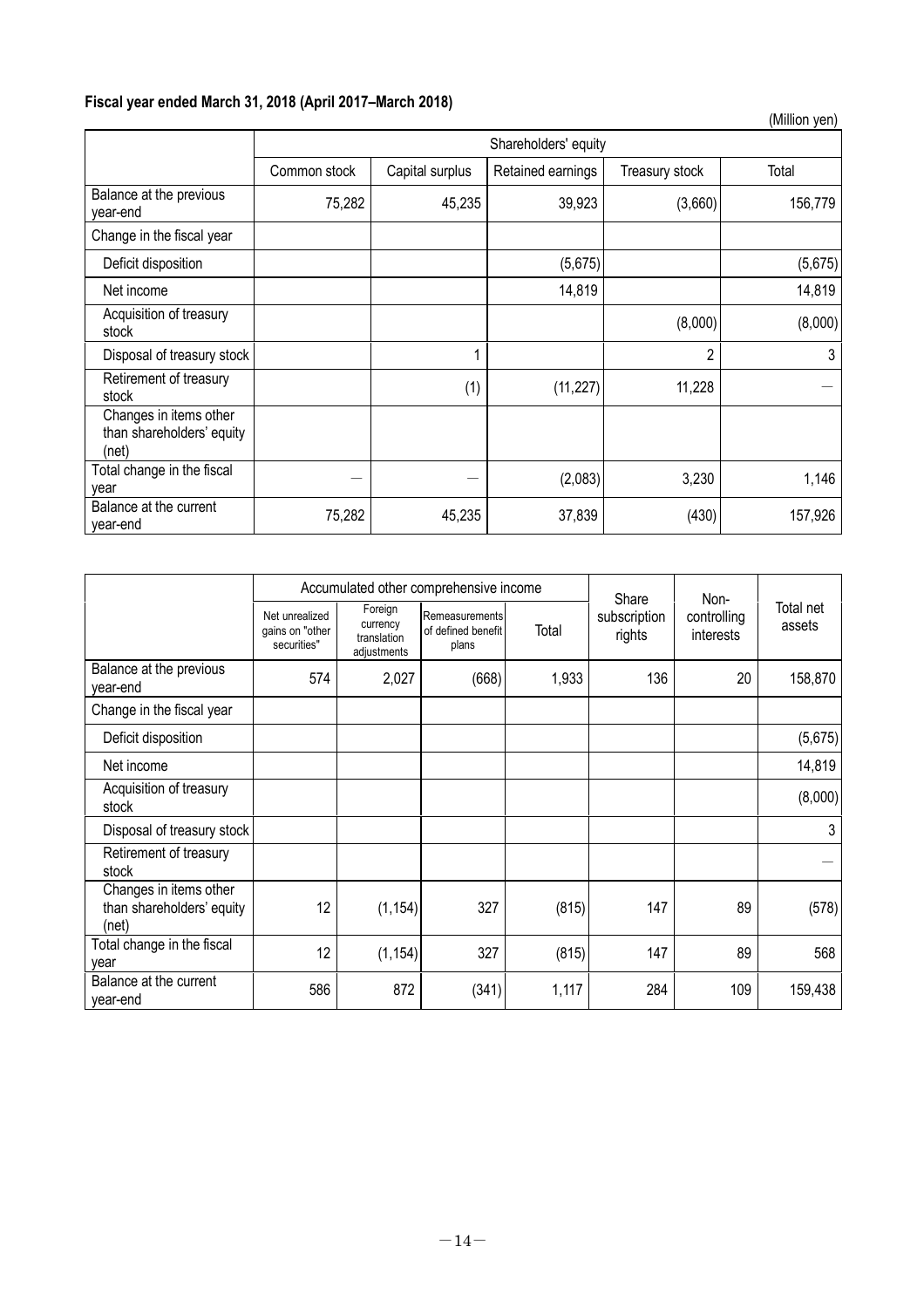**Fiscal year ended March 31, 2018 (April 2017–March 2018)**

(Million yen)

| | Shareholders' equity | | | | |
|---|---|---|---|---|---|
| | Common stock | Capital surplus | Retained earnings | Treasury stock | Total |
| Balance at the previous year-end | 75,282 | 45,235 | 39,923 | (3,660) | 156,779 |
| Change in the fiscal year | | | | | |
| Deficit disposition | | | (5,675) | | (5,675) |
| Net income | | | 14,819 | | 14,819 |
| Acquisition of treasury stock | | | | (8,000) | (8,000) |
| Disposal of treasury stock | | 1 | | 2 | 3 |
| Retirement of treasury stock | | (1) | (11,227) | 11,228 | — |
| Changes in items other than shareholders' equity (net) | | | | | |
| Total change in the fiscal year | — | — | (2,083) | 3,230 | 1,146 |
| Balance at the current year-end | 75,282 | 45,235 | 37,839 | (430) | 157,926 |

| | Accumulated other comprehensive income | | | | Share subscription rights | Non-controlling interests | Total net assets |
|---|---|---|---|---|---|---|---|
| | Net unrealized gains on "other securities" | Foreign currency translation adjustments | Remeasurements of defined benefit plans | Total | | | |
| Balance at the previous year-end | 574 | 2,027 | (668) | 1,933 | 136 | 20 | 158,870 |
| Change in the fiscal year | | | | | | | |
| Deficit disposition | | | | | | | (5,675) |
| Net income | | | | | | | 14,819 |
| Acquisition of treasury stock | | | | | | | (8,000) |
| Disposal of treasury stock | | | | | | | 3 |
| Retirement of treasury stock | | | | | | | — |
| Changes in items other than shareholders' equity (net) | 12 | (1,154) | 327 | (815) | 147 | 89 | (578) |
| Total change in the fiscal year | 12 | (1,154) | 327 | (815) | 147 | 89 | 568 |
| Balance at the current year-end | 586 | 872 | (341) | 1,117 | 284 | 109 | 159,438 |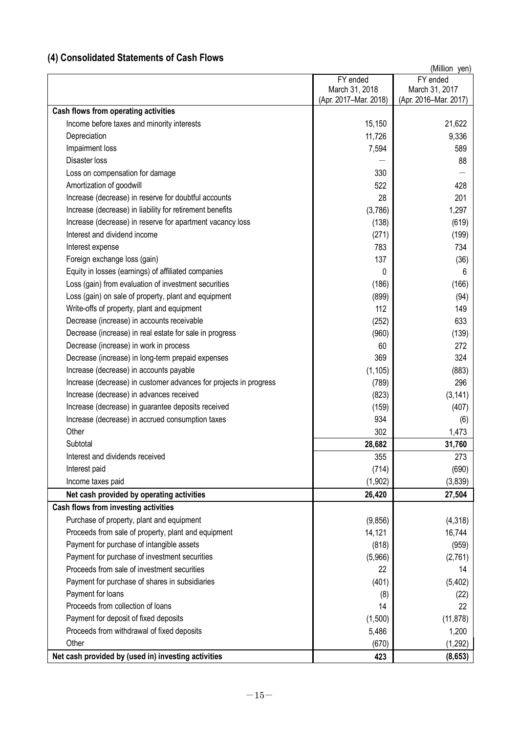## (4) Consolidated Statements of Cash Flows

(Million yen)

| | FY ended March 31, 2018 (Apr. 2017–Mar. 2018) | FY ended March 31, 2017 (Apr. 2016–Mar. 2017) |
|---|---|---|
| **Cash flows from operating activities** | | |
| Income before taxes and minority interests | 15,150 | 21,622 |
| Depreciation | 11,726 | 9,336 |
| Impairment loss | 7,594 | 589 |
| Disaster loss | — | 88 |
| Loss on compensation for damage | 330 | — |
| Amortization of goodwill | 522 | 428 |
| Increase (decrease) in reserve for doubtful accounts | 28 | 201 |
| Increase (decrease) in liability for retirement benefits | (3,786) | 1,297 |
| Increase (decrease) in reserve for apartment vacancy loss | (138) | (619) |
| Interest and dividend income | (271) | (199) |
| Interest expense | 783 | 734 |
| Foreign exchange loss (gain) | 137 | (36) |
| Equity in losses (earnings) of affiliated companies | 0 | 6 |
| Loss (gain) from evaluation of investment securities | (186) | (166) |
| Loss (gain) on sale of property, plant and equipment | (899) | (94) |
| Write-offs of property, plant and equipment | 112 | 149 |
| Decrease (increase) in accounts receivable | (252) | 633 |
| Decrease (increase) in real estate for sale in progress | (960) | (139) |
| Decrease (increase) in work in process | 60 | 272 |
| Decrease (increase) in long-term prepaid expenses | 369 | 324 |
| Increase (decrease) in accounts payable | (1,105) | (883) |
| Increase (decrease) in customer advances for projects in progress | (789) | 296 |
| Increase (decrease) in advances received | (823) | (3,141) |
| Increase (decrease) in guarantee deposits received | (159) | (407) |
| Increase (decrease) in accrued consumption taxes | 934 | (6) |
| Other | 302 | 1,473 |
| Subtotal | **28,682** | **31,760** |
| Interest and dividends received | 355 | 273 |
| Interest paid | (714) | (690) |
| Income taxes paid | (1,902) | (3,839) |
| **Net cash provided by operating activities** | **26,420** | **27,504** |
| **Cash flows from investing activities** | | |
| Purchase of property, plant and equipment | (9,856) | (4,318) |
| Proceeds from sale of property, plant and equipment | 14,121 | 16,744 |
| Payment for purchase of intangible assets | (818) | (959) |
| Payment for purchase of investment securities | (5,966) | (2,761) |
| Proceeds from sale of investment securities | 22 | 14 |
| Payment for purchase of shares in subsidiaries | (401) | (5,402) |
| Payment for loans | (8) | (22) |
| Proceeds from collection of loans | 14 | 22 |
| Payment for deposit of fixed deposits | (1,500) | (11,878) |
| Proceeds from withdrawal of fixed deposits | 5,486 | 1,200 |
| Other | (670) | (1,292) |
| **Net cash provided by (used in) investing activities** | **423** | **(8,653)** |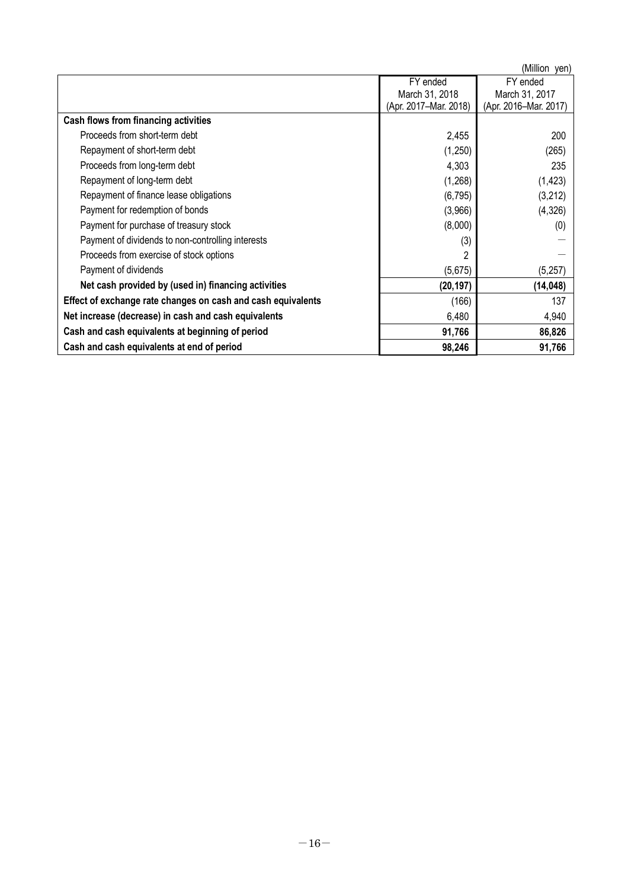(Million yen)

| | FY ended March 31, 2018 (Apr. 2017–Mar. 2018) | FY ended March 31, 2017 (Apr. 2016–Mar. 2017) |
|---|---|---|
| **Cash flows from financing activities** | | |
| Proceeds from short-term debt | 2,455 | 200 |
| Repayment of short-term debt | (1,250) | (265) |
| Proceeds from long-term debt | 4,303 | 235 |
| Repayment of long-term debt | (1,268) | (1,423) |
| Repayment of finance lease obligations | (6,795) | (3,212) |
| Payment for redemption of bonds | (3,966) | (4,326) |
| Payment for purchase of treasury stock | (8,000) | (0) |
| Payment of dividends to non-controlling interests | (3) | — |
| Proceeds from exercise of stock options | 2 | — |
| Payment of dividends | (5,675) | (5,257) |
| **Net cash provided by (used in) financing activities** | **(20,197)** | **(14,048)** |
| **Effect of exchange rate changes on cash and cash equivalents** | (166) | 137 |
| **Net increase (decrease) in cash and cash equivalents** | 6,480 | 4,940 |
| **Cash and cash equivalents at beginning of period** | **91,766** | **86,826** |
| **Cash and cash equivalents at end of period** | **98,246** | **91,766** |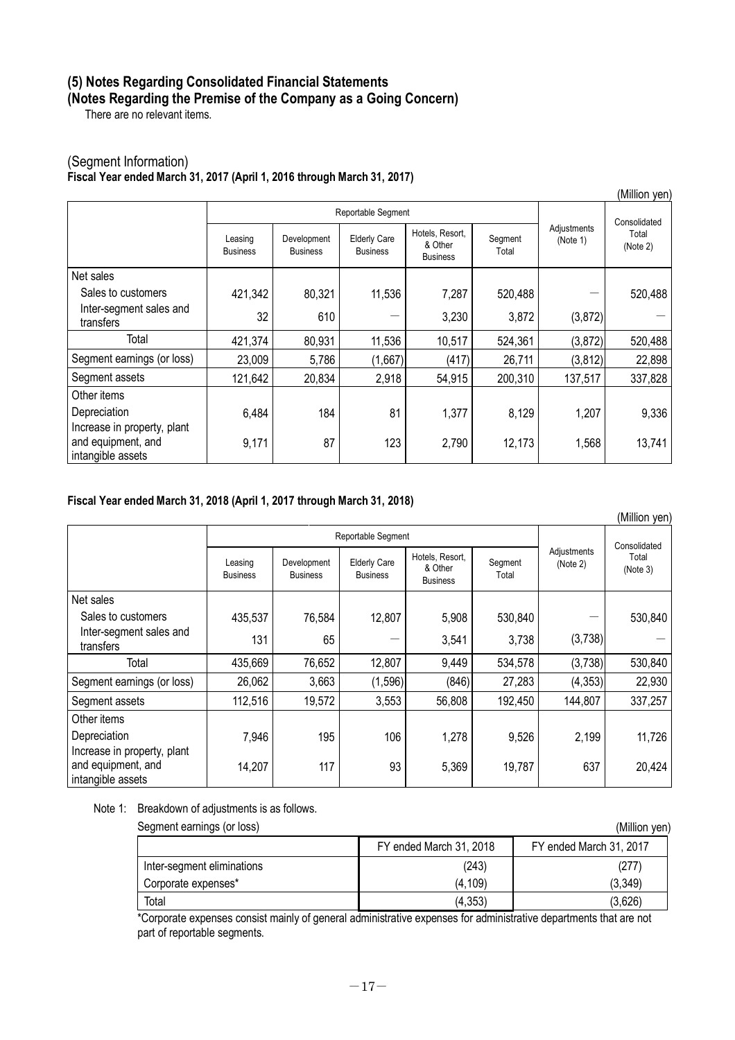## (5) Notes Regarding Consolidated Financial Statements

### (Notes Regarding the Premise of the Company as a Going Concern)

There are no relevant items.

### (Segment Information)

**Fiscal Year ended March 31, 2017 (April 1, 2016 through March 31, 2017)**

(Million yen)

| | Reportable Segment | | | | | Adjustments (Note 1) | Consolidated Total (Note 2) |
|---|---|---|---|---|---|---|---|
| | Leasing Business | Development Business | Elderly Care Business | Hotels, Resort, & Other Business | Segment Total | | |
| Net sales | | | | | | | |
| Sales to customers | 421,342 | 80,321 | 11,536 | 7,287 | 520,488 | ― | 520,488 |
| Inter-segment sales and transfers | 32 | 610 | ― | 3,230 | 3,872 | (3,872) | ― |
| Total | 421,374 | 80,931 | 11,536 | 10,517 | 524,361 | (3,872) | 520,488 |
| Segment earnings (or loss) | 23,009 | 5,786 | (1,667) | (417) | 26,711 | (3,812) | 22,898 |
| Segment assets | 121,642 | 20,834 | 2,918 | 54,915 | 200,310 | 137,517 | 337,828 |
| Other items | | | | | | | |
| Depreciation | 6,484 | 184 | 81 | 1,377 | 8,129 | 1,207 | 9,336 |
| Increase in property, plant and equipment, and intangible assets | 9,171 | 87 | 123 | 2,790 | 12,173 | 1,568 | 13,741 |

**Fiscal Year ended March 31, 2018 (April 1, 2017 through March 31, 2018)**

(Million yen)

| | Reportable Segment | | | | | Adjustments (Note 2) | Consolidated Total (Note 3) |
|---|---|---|---|---|---|---|---|
| | Leasing Business | Development Business | Elderly Care Business | Hotels, Resort, & Other Business | Segment Total | | |
| Net sales | | | | | | | |
| Sales to customers | 435,537 | 76,584 | 12,807 | 5,908 | 530,840 | ― | 530,840 |
| Inter-segment sales and transfers | 131 | 65 | ― | 3,541 | 3,738 | (3,738) | ― |
| Total | 435,669 | 76,652 | 12,807 | 9,449 | 534,578 | (3,738) | 530,840 |
| Segment earnings (or loss) | 26,062 | 3,663 | (1,596) | (846) | 27,283 | (4,353) | 22,930 |
| Segment assets | 112,516 | 19,572 | 3,553 | 56,808 | 192,450 | 144,807 | 337,257 |
| Other items | | | | | | | |
| Depreciation | 7,946 | 195 | 106 | 1,278 | 9,526 | 2,199 | 11,726 |
| Increase in property, plant and equipment, and intangible assets | 14,207 | 117 | 93 | 5,369 | 19,787 | 637 | 20,424 |

Note 1: Breakdown of adjustments is as follows.

Segment earnings (or loss) (Million yen)

| | FY ended March 31, 2018 | FY ended March 31, 2017 |
|---|---|---|
| Inter-segment eliminations | (243) | (277) |
| Corporate expenses* | (4,109) | (3,349) |
| Total | (4,353) | (3,626) |

*Corporate expenses consist mainly of general administrative expenses for administrative departments that are not part of reportable segments.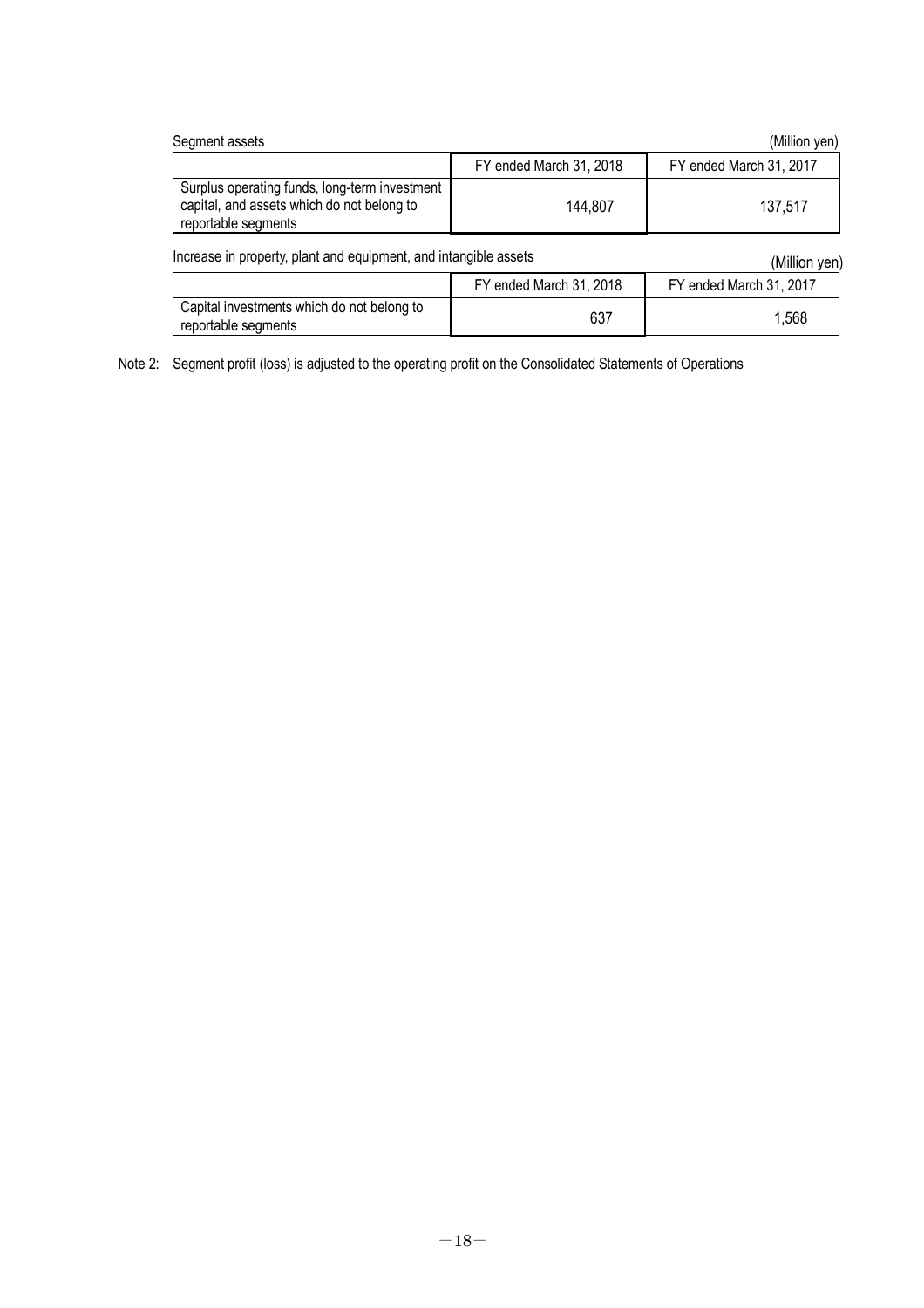Segment assets

(Million yen)

| | FY ended March 31, 2018 | FY ended March 31, 2017 |
|---|---|---|
| Surplus operating funds, long-term investment capital, and assets which do not belong to reportable segments | 144,807 | 137,517 |

Increase in property, plant and equipment, and intangible assets

(Million yen)

| | FY ended March 31, 2018 | FY ended March 31, 2017 |
|---|---|---|
| Capital investments which do not belong to reportable segments | 637 | 1,568 |

Note 2: Segment profit (loss) is adjusted to the operating profit on the Consolidated Statements of Operations